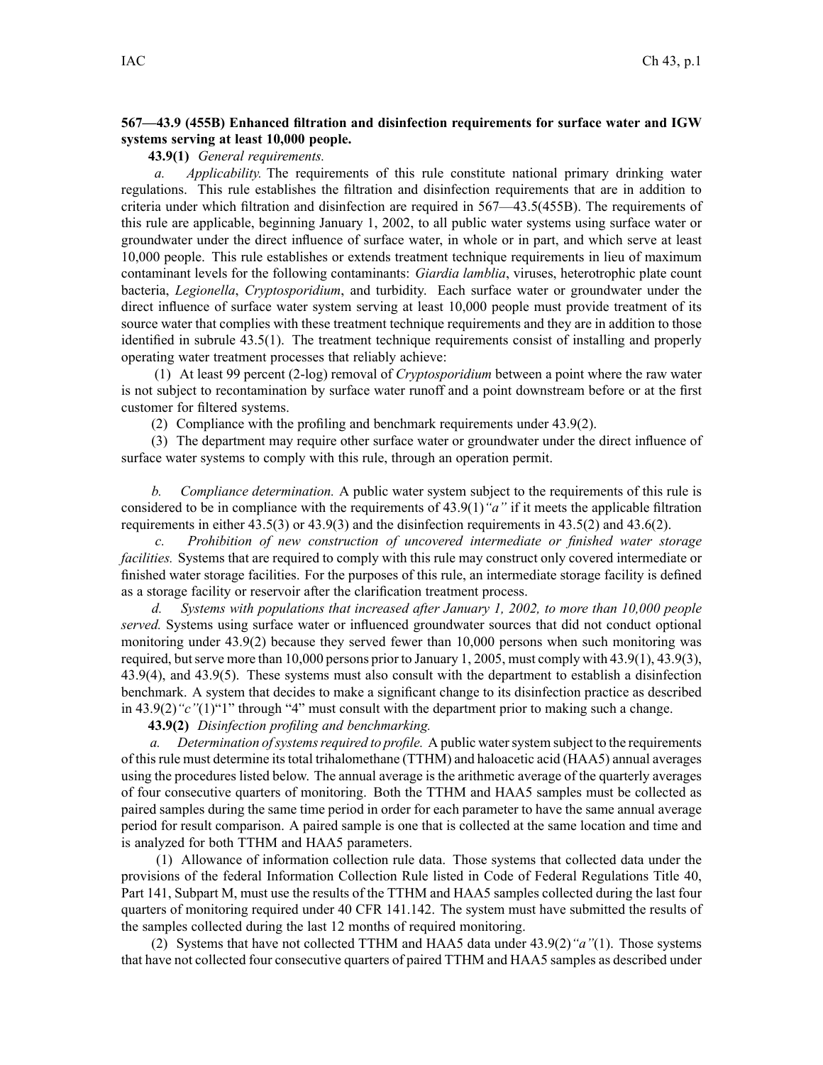**567—43.9 (455B) Enhanced filtration and disinfection requirements for surface water and IGW systems serving at least 10,000 people.**

**43.9(1)** *General requirements.*

*a. Applicability.* The requirements of this rule constitute national primary drinking water regulations. This rule establishes the filtration and disinfection requirements that are in addition to criteria under which filtration and disinfection are required in 567—43.5(455B). The requirements of this rule are applicable, beginning January 1, 2002, to all public water systems using surface water or groundwater under the direct influence of surface water, in whole or in part, and which serve at least 10,000 people. This rule establishes or extends treatment technique requirements in lieu of maximum contaminant levels for the following contaminants: *Giardia lamblia*, viruses, heterotrophic plate count bacteria, *Legionella*, *Cryptosporidium*, and turbidity. Each surface water or groundwater under the direct influence of surface water system serving at least 10,000 people must provide treatment of its source water that complies with these treatment technique requirements and they are in addition to those identified in subrule 43.5(1). The treatment technique requirements consist of installing and properly operating water treatment processes that reliably achieve:

(1) At least 99 percent (2-log) removal of *Cryptosporidium* between a point where the raw water is not subject to recontamination by surface water runoff and a point downstream before or at the first customer for filtered systems.

(2) Compliance with the profiling and benchmark requirements under 43.9(2).

(3) The department may require other surface water or groundwater under the direct influence of surface water systems to comply with this rule, through an operation permit.

*b. Compliance determination.* A public water system subject to the requirements of this rule is considered to be in compliance with the requirements of 43.9(1)*"a"* if it meets the applicable filtration requirements in either 43.5(3) or 43.9(3) and the disinfection requirements in 43.5(2) and 43.6(2).

*c. Prohibition of new construction of uncovered intermediate or finished water storage facilities.* Systems that are required to comply with this rule may construct only covered intermediate or finished water storage facilities. For the purposes of this rule, an intermediate storage facility is defined as a storage facility or reservoir after the clarification treatment process.

*d. Systems with populations that increased after January 1, 2002, to more than 10,000 people served.* Systems using surface water or influenced groundwater sources that did not conduct optional monitoring under 43.9(2) because they served fewer than 10,000 persons when such monitoring was required, but serve more than 10,000 persons prior to January 1, 2005, must comply with 43.9(1), 43.9(3), 43.9(4), and 43.9(5). These systems must also consult with the department to establish a disinfection benchmark. A system that decides to make a significant change to its disinfection practice as described in 43.9(2)*"c"*(1)"1" through "4" must consult with the department prior to making such a change.

**43.9(2)** *Disinfection profiling and benchmarking.*

*a. Determination of systems required to profile.* A public water system subject to the requirements of this rule must determine its total trihalomethane (TTHM) and haloacetic acid (HAA5) annual averages using the procedures listed below. The annual average is the arithmetic average of the quarterly averages of four consecutive quarters of monitoring. Both the TTHM and HAA5 samples must be collected as paired samples during the same time period in order for each parameter to have the same annual average period for result comparison. A paired sample is one that is collected at the same location and time and is analyzed for both TTHM and HAA5 parameters.

(1) Allowance of information collection rule data. Those systems that collected data under the provisions of the federal Information Collection Rule listed in Code of Federal Regulations Title 40, Part 141, Subpart M, must use the results of the TTHM and HAA5 samples collected during the last four quarters of monitoring required under 40 CFR 141.142. The system must have submitted the results of the samples collected during the last 12 months of required monitoring.

(2) Systems that have not collected TTHM and HAA5 data under 43.9(2)*"a"*(1). Those systems that have not collected four consecutive quarters of paired TTHM and HAA5 samples as described under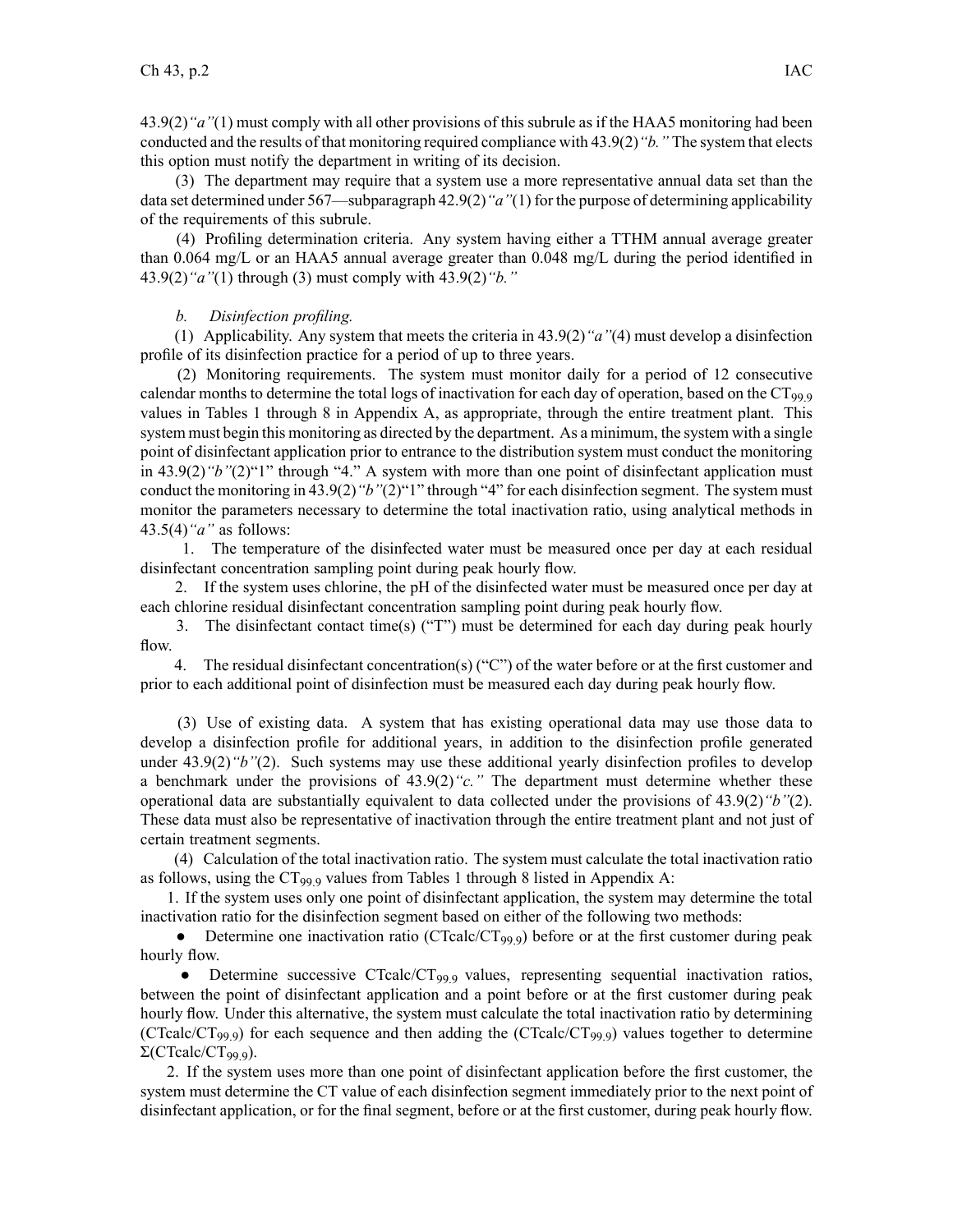43.9(2)*"a"*(1) must comply with all other provisions of this subrule as if the HAA5 monitoring had been conducted and the results of that monitoring required compliance with 43.9(2)*"b."* The system that elects this option must notify the department in writing of its decision.

(3) The department may require that a system use a more representative annual data set than the data set determined under 567—subparagraph 42.9(2)*"a"*(1) for the purpose of determining applicability of the requirements of this subrule.

(4) Profiling determination criteria. Any system having either a TTHM annual average greater than 0.064 mg/L or an HAA5 annual average greater than 0.048 mg/L during the period identified in 43.9(2)*"a"*(1) through (3) must comply with 43.9(2)*"b."*

*b. Disinfection profiling.*

(1) Applicability. Any system that meets the criteria in 43.9(2)*"a"*(4) must develop a disinfection profile of its disinfection practice for a period of up to three years.

(2) Monitoring requirements. The system must monitor daily for a period of 12 consecutive calendar months to determine the total logs of inactivation for each day of operation, based on the $CT_{99.9}$ values in Tables 1 through 8 in Appendix A, as appropriate, through the entire treatment plant. This system must begin this monitoring as directed by the department. As a minimum, the system with a single point of disinfectant application prior to entrance to the distribution system must conduct the monitoring in 43.9(2)*"b"*(2)"1" through "4." A system with more than one point of disinfectant application must conduct the monitoring in 43.9(2)*"b"*(2)"1" through "4" for each disinfection segment. The system must monitor the parameters necessary to determine the total inactivation ratio, using analytical methods in 43.5(4)*"a"* as follows:

1. The temperature of the disinfected water must be measured once per day at each residual disinfectant concentration sampling point during peak hourly flow.

2. If the system uses chlorine, the pH of the disinfected water must be measured once per day at each chlorine residual disinfectant concentration sampling point during peak hourly flow.

3. The disinfectant contact time(s) ("T") must be determined for each day during peak hourly flow.

4. The residual disinfectant concentration(s) ("C") of the water before or at the first customer and prior to each additional point of disinfection must be measured each day during peak hourly flow.

(3) Use of existing data. A system that has existing operational data may use those data to develop a disinfection profile for additional years, in addition to the disinfection profile generated under 43.9(2)*"b"*(2). Such systems may use these additional yearly disinfection profiles to develop a benchmark under the provisions of 43.9(2)*"c."* The department must determine whether these operational data are substantially equivalent to data collected under the provisions of 43.9(2)*"b"*(2). These data must also be representative of inactivation through the entire treatment plant and not just of certain treatment segments.

(4) Calculation of the total inactivation ratio. The system must calculate the total inactivation ratio as follows, using the $CT_{99.9}$ values from Tables 1 through 8 listed in Appendix A:

1. If the system uses only one point of disinfectant application, the system may determine the total inactivation ratio for the disinfection segment based on either of the following two methods:

- Determine one inactivation ratio ($CTcalc/CT_{99.9}$) before or at the first customer during peak hourly flow.
- Determine successive $CTcalc/CT_{99.9}$ values, representing sequential inactivation ratios, between the point of disinfectant application and a point before or at the first customer during peak hourly flow. Under this alternative, the system must calculate the total inactivation ratio by determining ($CTcalc/CT_{99.9}$) for each sequence and then adding the ($CTcalc/CT_{99.9}$) values together to determine $\Sigma(CTcalc/CT_{99.9})$.

2. If the system uses more than one point of disinfectant application before the first customer, the system must determine the CT value of each disinfection segment immediately prior to the next point of disinfectant application, or for the final segment, before or at the first customer, during peak hourly flow.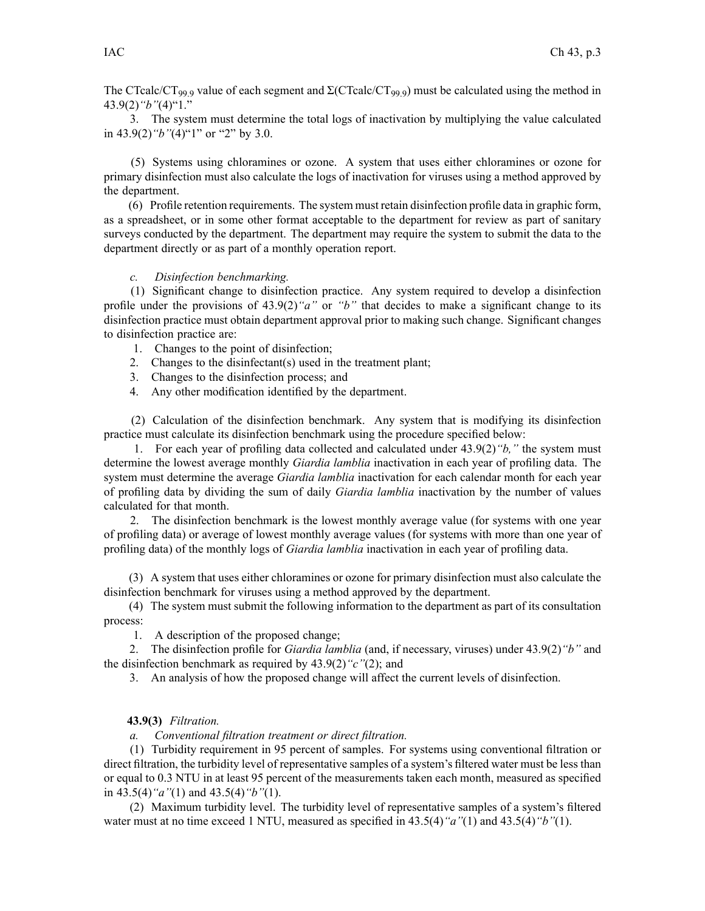The $CTcalc/CT_{99.9}$ value of each segment and $\Sigma(CTcalc/CT_{99.9})$ must be calculated using the method in 43.9(2)*"b"*(4)"1."

3. The system must determine the total logs of inactivation by multiplying the value calculated in 43.9(2)*"b"*(4)"1" or "2" by 3.0.

(5) Systems using chloramines or ozone. A system that uses either chloramines or ozone for primary disinfection must also calculate the logs of inactivation for viruses using a method approved by the department.

(6) Profile retention requirements. The system must retain disinfection profile data in graphic form, as a spreadsheet, or in some other format acceptable to the department for review as part of sanitary surveys conducted by the department. The department may require the system to submit the data to the department directly or as part of a monthly operation report.

*c. Disinfection benchmarking.*

(1) Significant change to disinfection practice. Any system required to develop a disinfection profile under the provisions of 43.9(2)*"a"* or *"b"* that decides to make a significant change to its disinfection practice must obtain department approval prior to making such change. Significant changes to disinfection practice are:

1. Changes to the point of disinfection;
2. Changes to the disinfectant(s) used in the treatment plant;
3. Changes to the disinfection process; and
4. Any other modification identified by the department.

(2) Calculation of the disinfection benchmark. Any system that is modifying its disinfection practice must calculate its disinfection benchmark using the procedure specified below:

1. For each year of profiling data collected and calculated under 43.9(2)*"b,"* the system must determine the lowest average monthly *Giardia lamblia* inactivation in each year of profiling data. The system must determine the average *Giardia lamblia* inactivation for each calendar month for each year of profiling data by dividing the sum of daily *Giardia lamblia* inactivation by the number of values calculated for that month.

2. The disinfection benchmark is the lowest monthly average value (for systems with one year of profiling data) or average of lowest monthly average values (for systems with more than one year of profiling data) of the monthly logs of *Giardia lamblia* inactivation in each year of profiling data.

(3) A system that uses either chloramines or ozone for primary disinfection must also calculate the disinfection benchmark for viruses using a method approved by the department.

(4) The system must submit the following information to the department as part of its consultation process:

1. A description of the proposed change;
2. The disinfection profile for *Giardia lamblia* (and, if necessary, viruses) under 43.9(2)*"b"* and the disinfection benchmark as required by 43.9(2)*"c"*(2); and
3. An analysis of how the proposed change will affect the current levels of disinfection.

**43.9(3)** *Filtration.*

*a. Conventional filtration treatment or direct filtration.*

(1) Turbidity requirement in 95 percent of samples. For systems using conventional filtration or direct filtration, the turbidity level of representative samples of a system's filtered water must be less than or equal to 0.3 NTU in at least 95 percent of the measurements taken each month, measured as specified in 43.5(4)*"a"*(1) and 43.5(4)*"b"*(1).

(2) Maximum turbidity level. The turbidity level of representative samples of a system's filtered water must at no time exceed 1 NTU, measured as specified in 43.5(4)*"a"*(1) and 43.5(4)*"b"*(1).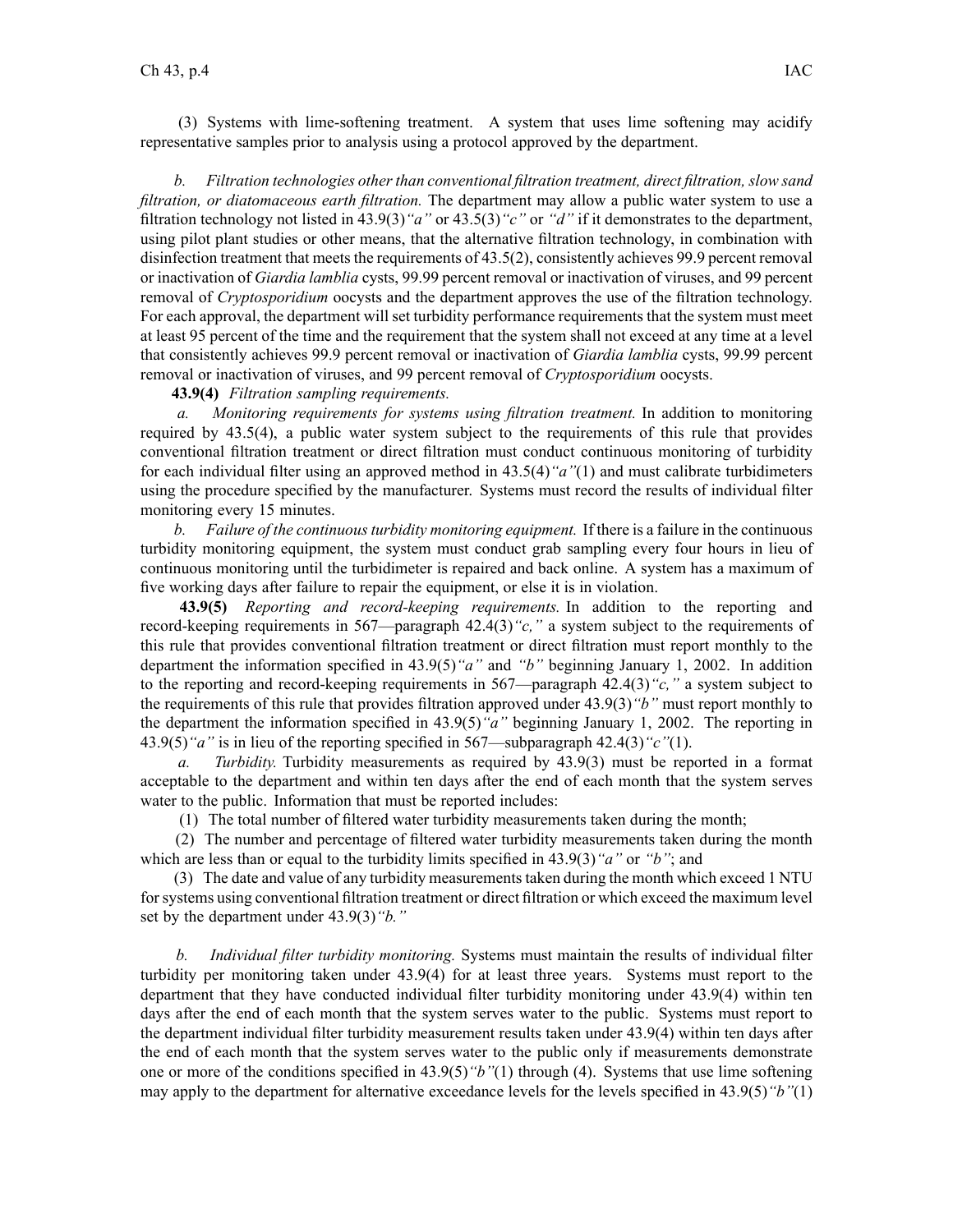(3) Systems with lime-softening treatment. A system that uses lime softening may acidify representative samples prior to analysis using a protocol approved by the department.

*b. Filtration technologies other than conventional filtration treatment, direct filtration, slow sand filtration, or diatomaceous earth filtration.* The department may allow a public water system to use a filtration technology not listed in 43.9(3)*"a"* or 43.5(3)*"c"* or *"d"* if it demonstrates to the department, using pilot plant studies or other means, that the alternative filtration technology, in combination with disinfection treatment that meets the requirements of 43.5(2), consistently achieves 99.9 percent removal or inactivation of *Giardia lamblia* cysts, 99.99 percent removal or inactivation of viruses, and 99 percent removal of *Cryptosporidium* oocysts and the department approves the use of the filtration technology. For each approval, the department will set turbidity performance requirements that the system must meet at least 95 percent of the time and the requirement that the system shall not exceed at any time at a level that consistently achieves 99.9 percent removal or inactivation of *Giardia lamblia* cysts, 99.99 percent removal or inactivation of viruses, and 99 percent removal of *Cryptosporidium* oocysts.

**43.9(4)** *Filtration sampling requirements.*

*a. Monitoring requirements for systems using filtration treatment.* In addition to monitoring required by 43.5(4), a public water system subject to the requirements of this rule that provides conventional filtration treatment or direct filtration must conduct continuous monitoring of turbidity for each individual filter using an approved method in 43.5(4)*"a"*(1) and must calibrate turbidimeters using the procedure specified by the manufacturer. Systems must record the results of individual filter monitoring every 15 minutes.

*b. Failure of the continuous turbidity monitoring equipment.* If there is a failure in the continuous turbidity monitoring equipment, the system must conduct grab sampling every four hours in lieu of continuous monitoring until the turbidimeter is repaired and back online. A system has a maximum of five working days after failure to repair the equipment, or else it is in violation.

**43.9(5)** *Reporting and record-keeping requirements.* In addition to the reporting and record-keeping requirements in 567—paragraph 42.4(3)*"c,"* a system subject to the requirements of this rule that provides conventional filtration treatment or direct filtration must report monthly to the department the information specified in 43.9(5)*"a"* and *"b"* beginning January 1, 2002. In addition to the reporting and record-keeping requirements in 567—paragraph 42.4(3)*"c,"* a system subject to the requirements of this rule that provides filtration approved under 43.9(3)*"b"* must report monthly to the department the information specified in 43.9(5)*"a"* beginning January 1, 2002. The reporting in 43.9(5)*"a"* is in lieu of the reporting specified in 567—subparagraph 42.4(3)*"c"*(1).

*a. Turbidity.* Turbidity measurements as required by 43.9(3) must be reported in a format acceptable to the department and within ten days after the end of each month that the system serves water to the public. Information that must be reported includes:

(1) The total number of filtered water turbidity measurements taken during the month;

(2) The number and percentage of filtered water turbidity measurements taken during the month which are less than or equal to the turbidity limits specified in 43.9(3)*"a"* or *"b"*; and

(3) The date and value of any turbidity measurements taken during the month which exceed 1 NTU for systems using conventional filtration treatment or direct filtration or which exceed the maximum level set by the department under 43.9(3)*"b."*

*b. Individual filter turbidity monitoring.* Systems must maintain the results of individual filter turbidity per monitoring taken under 43.9(4) for at least three years. Systems must report to the department that they have conducted individual filter turbidity monitoring under 43.9(4) within ten days after the end of each month that the system serves water to the public. Systems must report to the department individual filter turbidity measurement results taken under 43.9(4) within ten days after the end of each month that the system serves water to the public only if measurements demonstrate one or more of the conditions specified in 43.9(5)*"b"*(1) through (4). Systems that use lime softening may apply to the department for alternative exceedance levels for the levels specified in 43.9(5)*"b"*(1)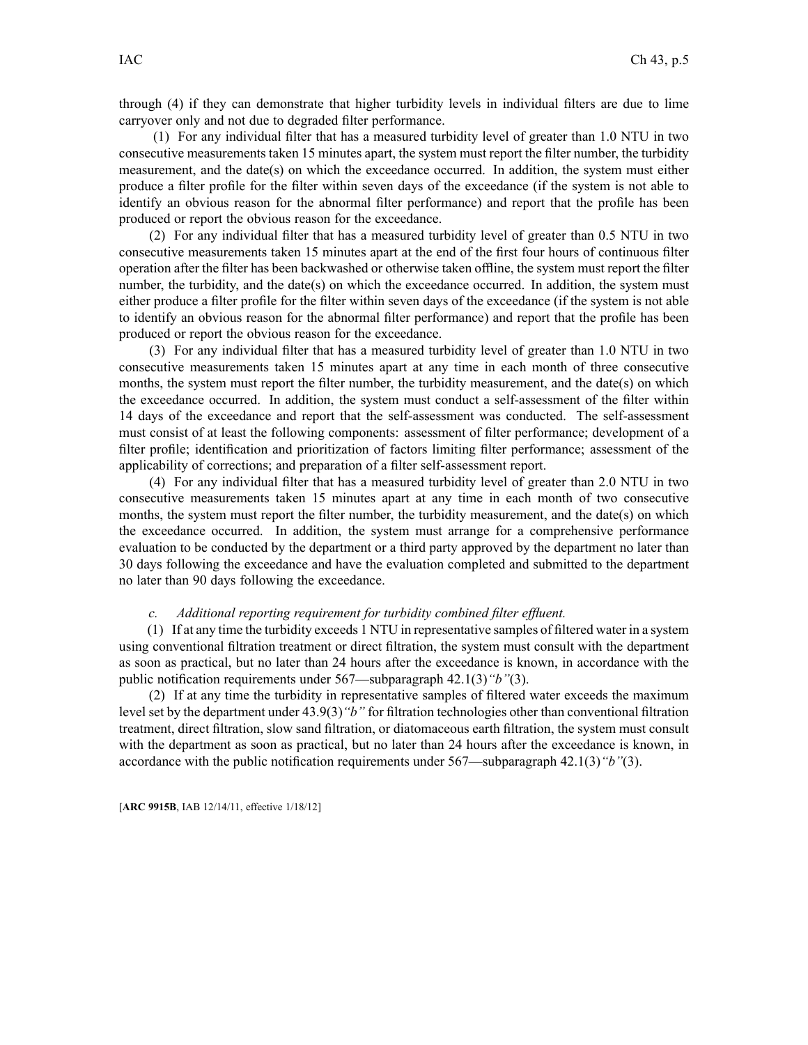through (4) if they can demonstrate that higher turbidity levels in individual filters are due to lime carryover only and not due to degraded filter performance.

(1) For any individual filter that has a measured turbidity level of greater than 1.0 NTU in two consecutive measurements taken 15 minutes apart, the system must report the filter number, the turbidity measurement, and the date(s) on which the exceedance occurred. In addition, the system must either produce a filter profile for the filter within seven days of the exceedance (if the system is not able to identify an obvious reason for the abnormal filter performance) and report that the profile has been produced or report the obvious reason for the exceedance.

(2) For any individual filter that has a measured turbidity level of greater than 0.5 NTU in two consecutive measurements taken 15 minutes apart at the end of the first four hours of continuous filter operation after the filter has been backwashed or otherwise taken offline, the system must report the filter number, the turbidity, and the date(s) on which the exceedance occurred. In addition, the system must either produce a filter profile for the filter within seven days of the exceedance (if the system is not able to identify an obvious reason for the abnormal filter performance) and report that the profile has been produced or report the obvious reason for the exceedance.

(3) For any individual filter that has a measured turbidity level of greater than 1.0 NTU in two consecutive measurements taken 15 minutes apart at any time in each month of three consecutive months, the system must report the filter number, the turbidity measurement, and the date(s) on which the exceedance occurred. In addition, the system must conduct a self-assessment of the filter within 14 days of the exceedance and report that the self-assessment was conducted. The self-assessment must consist of at least the following components: assessment of filter performance; development of a filter profile; identification and prioritization of factors limiting filter performance; assessment of the applicability of corrections; and preparation of a filter self-assessment report.

(4) For any individual filter that has a measured turbidity level of greater than 2.0 NTU in two consecutive measurements taken 15 minutes apart at any time in each month of two consecutive months, the system must report the filter number, the turbidity measurement, and the date(s) on which the exceedance occurred. In addition, the system must arrange for a comprehensive performance evaluation to be conducted by the department or a third party approved by the department no later than 30 days following the exceedance and have the evaluation completed and submitted to the department no later than 90 days following the exceedance.

*c. Additional reporting requirement for turbidity combined filter effluent.*

(1) If at any time the turbidity exceeds 1 NTU in representative samples of filtered water in a system using conventional filtration treatment or direct filtration, the system must consult with the department as soon as practical, but no later than 24 hours after the exceedance is known, in accordance with the public notification requirements under 567—subparagraph 42.1(3)*"b"*(3).

(2) If at any time the turbidity in representative samples of filtered water exceeds the maximum level set by the department under 43.9(3)*"b"* for filtration technologies other than conventional filtration treatment, direct filtration, slow sand filtration, or diatomaceous earth filtration, the system must consult with the department as soon as practical, but no later than 24 hours after the exceedance is known, in accordance with the public notification requirements under 567—subparagraph 42.1(3)*"b"*(3).

[**ARC 9915B**, IAB 12/14/11, effective 1/18/12]